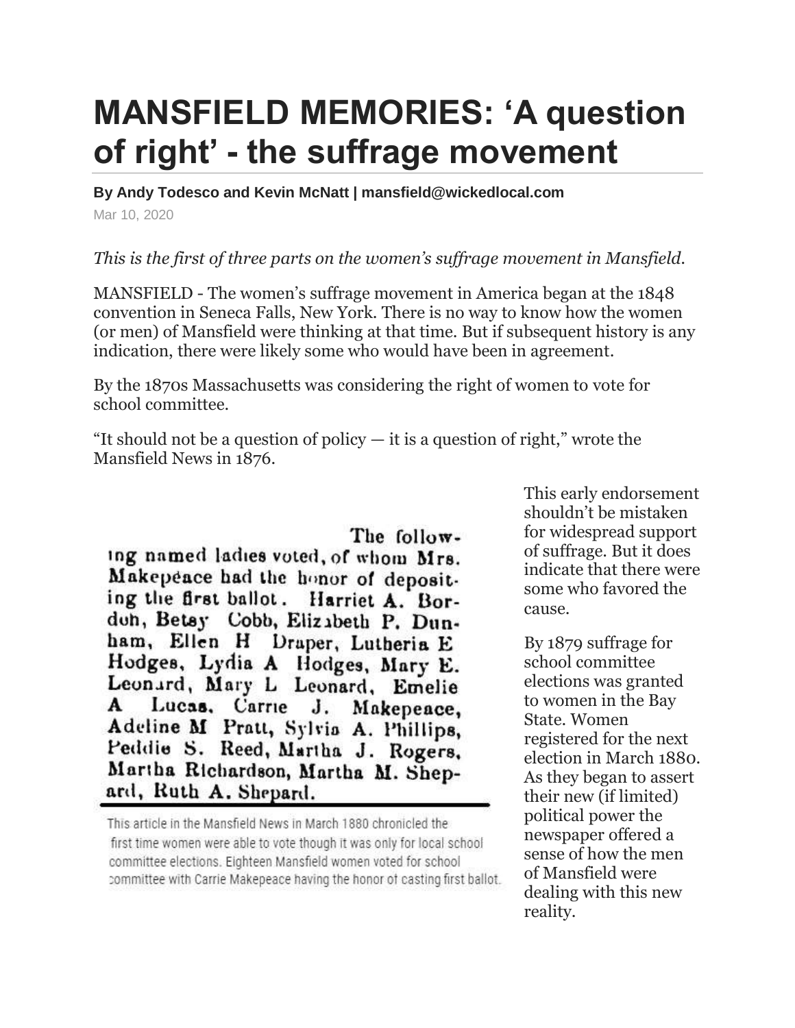# MANSFIELD MEMORIES: 'A question of right' - the suffrage movement

**By Andy Todesco and Kevin McNatt | mansfield@wickedlocal.com**

Mar 10, 2020

*This is the first of three parts on the women's suffrage movement in Mansfield.*

MANSFIELD - The women's suffrage movement in America began at the 1848 convention in Seneca Falls, New York. There is no way to know how the women (or men) of Mansfield were thinking at that time. But if subsequent history is any indication, there were likely some who would have been in agreement.

By the 1870s Massachusetts was considering the right of women to vote for school committee.

"It should not be a question of policy — it is a question of right," wrote the Mansfield News in 1876.

The following named ladies voted, of whom Mrs. Makepeace had the honor of depositing the first ballot. Harriet A. Bordon, Betsy Cobb, Elizabeth P. Dunham, Ellen H Draper, Lutheria E Hodges, Lydia A Hodges, Mary E. Leonard, Mary L Leonard, Emelie A Lucas, Carrie J. Makepeace, Adeline M Pratt, Sylvia A. Phillips, Peddie S. Reed, Martha J. Rogers, Martha Richardson, Martha M. Shepard, Ruth A. Shepard.

This article in the Mansfield News in March 1880 chronicled the first time women were able to vote though it was only for local school committee elections. Eighteen Mansfield women voted for school committee with Carrie Makepeace having the honor of casting first ballot.

This early endorsement shouldn't be mistaken for widespread support of suffrage. But it does indicate that there were some who favored the cause.

By 1879 suffrage for school committee elections was granted to women in the Bay State. Women registered for the next election in March 1880. As they began to assert their new (if limited) political power the newspaper offered a sense of how the men of Mansfield were dealing with this new reality.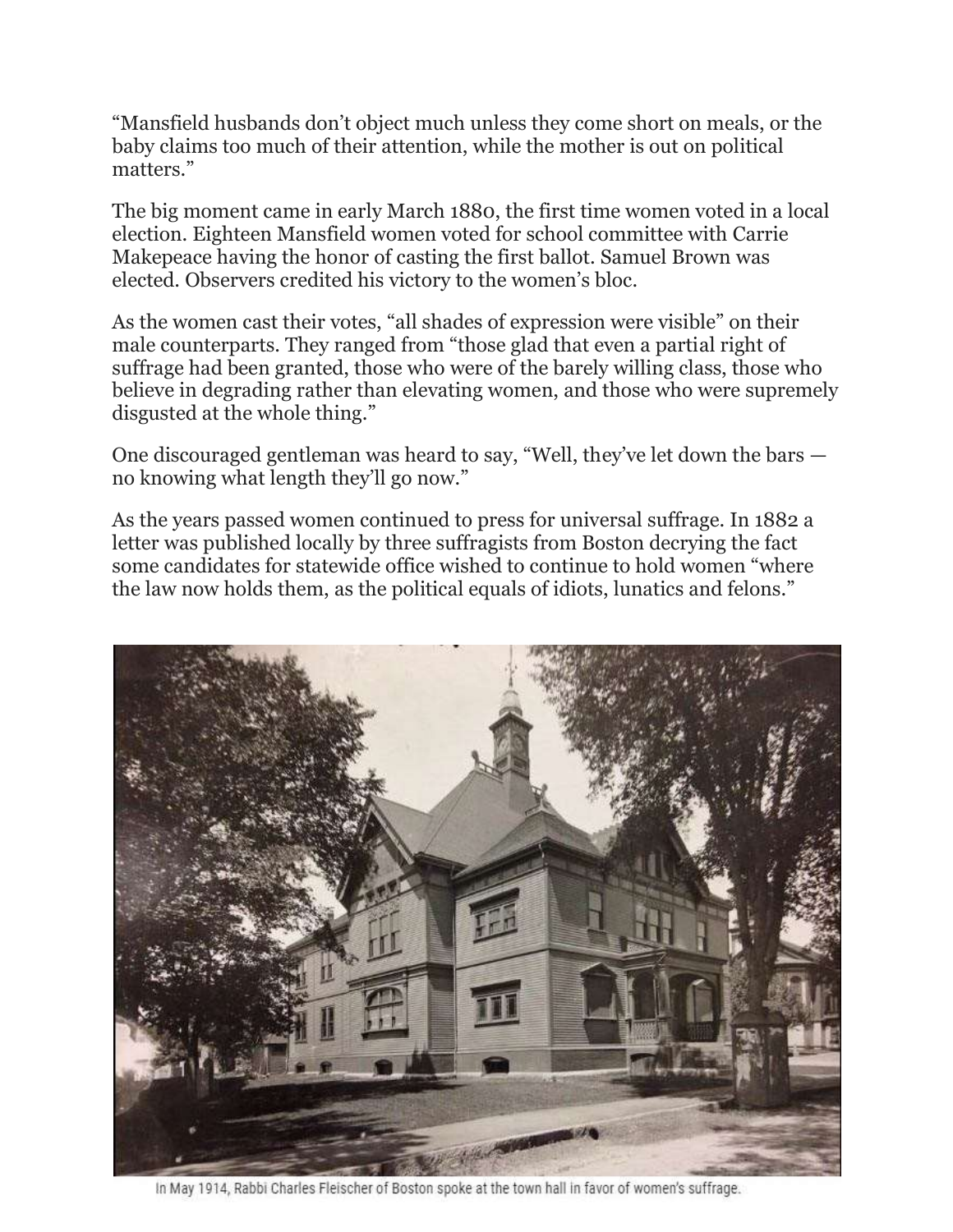"Mansfield husbands don't object much unless they come short on meals, or the baby claims too much of their attention, while the mother is out on political matters."

The big moment came in early March 1880, the first time women voted in a local election. Eighteen Mansfield women voted for school committee with Carrie Makepeace having the honor of casting the first ballot. Samuel Brown was elected. Observers credited his victory to the women's bloc.

As the women cast their votes, "all shades of expression were visible" on their male counterparts. They ranged from "those glad that even a partial right of suffrage had been granted, those who were of the barely willing class, those who believe in degrading rather than elevating women, and those who were supremely disgusted at the whole thing."

One discouraged gentleman was heard to say, "Well, they've let down the bars — no knowing what length they'll go now."

As the years passed women continued to press for universal suffrage. In 1882 a letter was published locally by three suffragists from Boston decrying the fact some candidates for statewide office wished to continue to hold women "where the law now holds them, as the political equals of idiots, lunatics and felons."

In May 1914, Rabbi Charles Fleischer of Boston spoke at the town hall in favor of women's suffrage.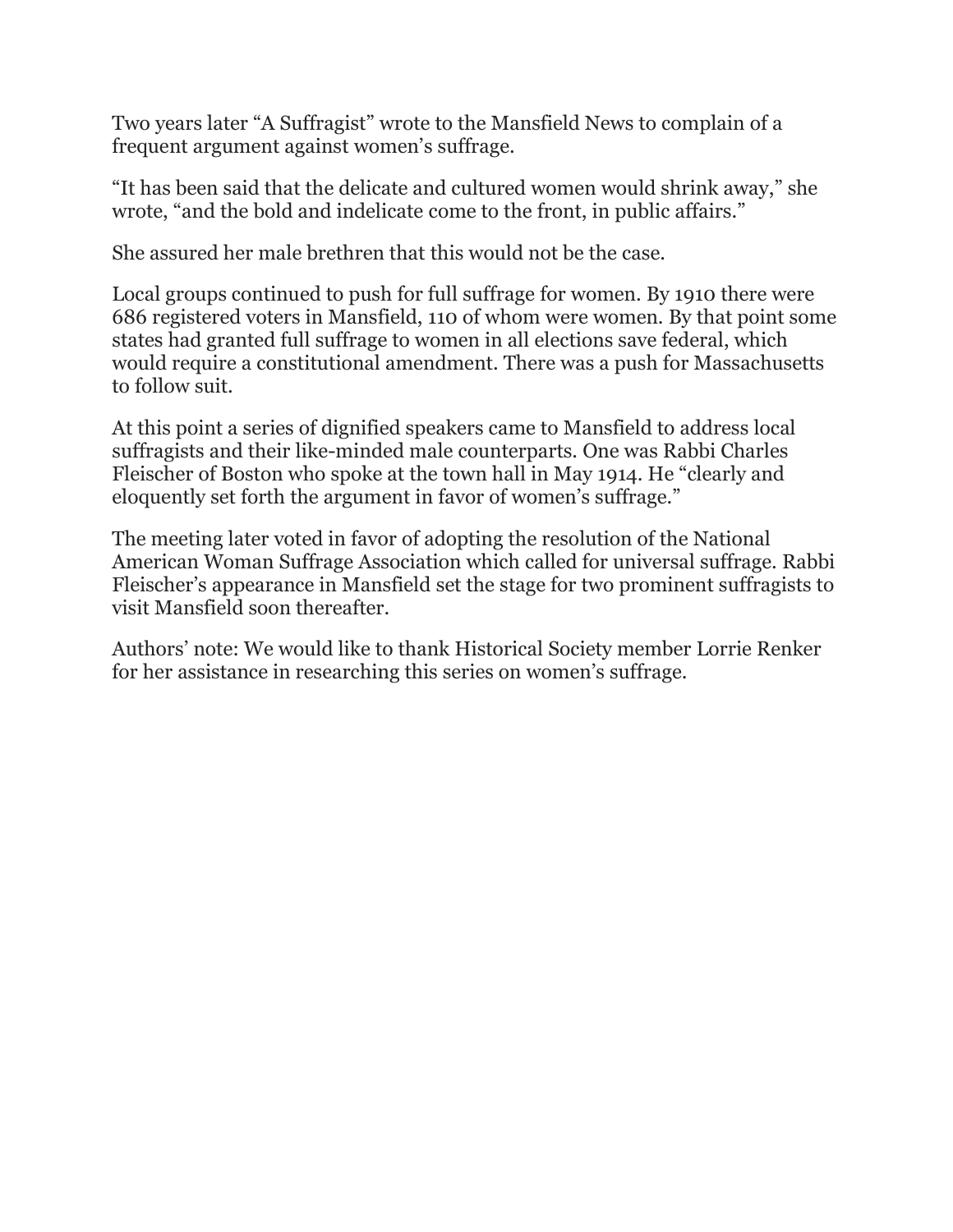Two years later "A Suffragist" wrote to the Mansfield News to complain of a frequent argument against women's suffrage.

"It has been said that the delicate and cultured women would shrink away," she wrote, "and the bold and indelicate come to the front, in public affairs."

She assured her male brethren that this would not be the case.

Local groups continued to push for full suffrage for women. By 1910 there were 686 registered voters in Mansfield, 110 of whom were women. By that point some states had granted full suffrage to women in all elections save federal, which would require a constitutional amendment. There was a push for Massachusetts to follow suit.

At this point a series of dignified speakers came to Mansfield to address local suffragists and their like-minded male counterparts. One was Rabbi Charles Fleischer of Boston who spoke at the town hall in May 1914. He "clearly and eloquently set forth the argument in favor of women's suffrage."

The meeting later voted in favor of adopting the resolution of the National American Woman Suffrage Association which called for universal suffrage. Rabbi Fleischer's appearance in Mansfield set the stage for two prominent suffragists to visit Mansfield soon thereafter.

Authors' note: We would like to thank Historical Society member Lorrie Renker for her assistance in researching this series on women's suffrage.